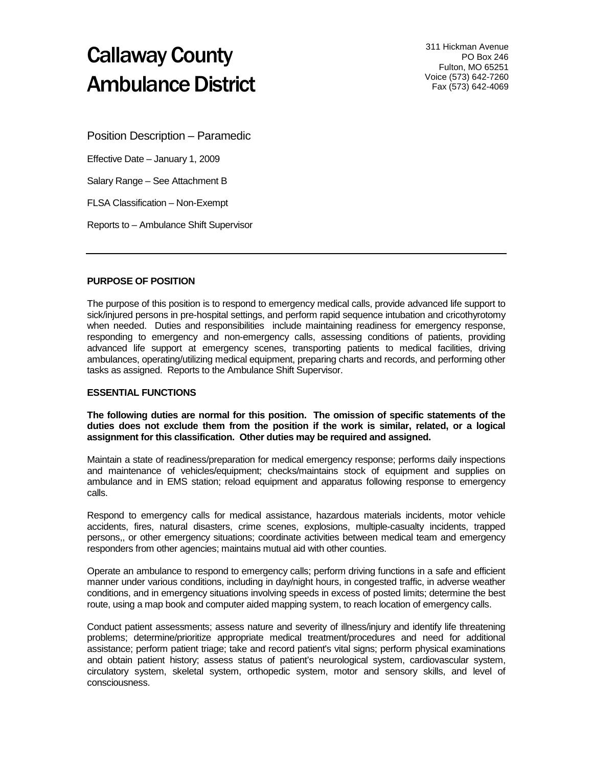# Callaway County Ambulance District

311 Hickman Avenue
PO Box 246
Fulton, MO 65251
Voice (573) 642-7260
Fax (573) 642-4069

## Position Description – Paramedic

Effective Date – January 1, 2009

Salary Range – See Attachment B

FLSA Classification – Non-Exempt

Reports to – Ambulance Shift Supervisor

---

### PURPOSE OF POSITION

The purpose of this position is to respond to emergency medical calls, provide advanced life support to sick/injured persons in pre-hospital settings, and perform rapid sequence intubation and cricothyrotomy when needed. Duties and responsibilities include maintaining readiness for emergency response, responding to emergency and non-emergency calls, assessing conditions of patients, providing advanced life support at emergency scenes, transporting patients to medical facilities, driving ambulances, operating/utilizing medical equipment, preparing charts and records, and performing other tasks as assigned. Reports to the Ambulance Shift Supervisor.

### ESSENTIAL FUNCTIONS

**The following duties are normal for this position. The omission of specific statements of the duties does not exclude them from the position if the work is similar, related, or a logical assignment for this classification. Other duties may be required and assigned.**

Maintain a state of readiness/preparation for medical emergency response; performs daily inspections and maintenance of vehicles/equipment; checks/maintains stock of equipment and supplies on ambulance and in EMS station; reload equipment and apparatus following response to emergency calls.

Respond to emergency calls for medical assistance, hazardous materials incidents, motor vehicle accidents, fires, natural disasters, crime scenes, explosions, multiple-casualty incidents, trapped persons,, or other emergency situations; coordinate activities between medical team and emergency responders from other agencies; maintains mutual aid with other counties.

Operate an ambulance to respond to emergency calls; perform driving functions in a safe and efficient manner under various conditions, including in day/night hours, in congested traffic, in adverse weather conditions, and in emergency situations involving speeds in excess of posted limits; determine the best route, using a map book and computer aided mapping system, to reach location of emergency calls.

Conduct patient assessments; assess nature and severity of illness/injury and identify life threatening problems; determine/prioritize appropriate medical treatment/procedures and need for additional assistance; perform patient triage; take and record patient's vital signs; perform physical examinations and obtain patient history; assess status of patient's neurological system, cardiovascular system, circulatory system, skeletal system, orthopedic system, motor and sensory skills, and level of consciousness.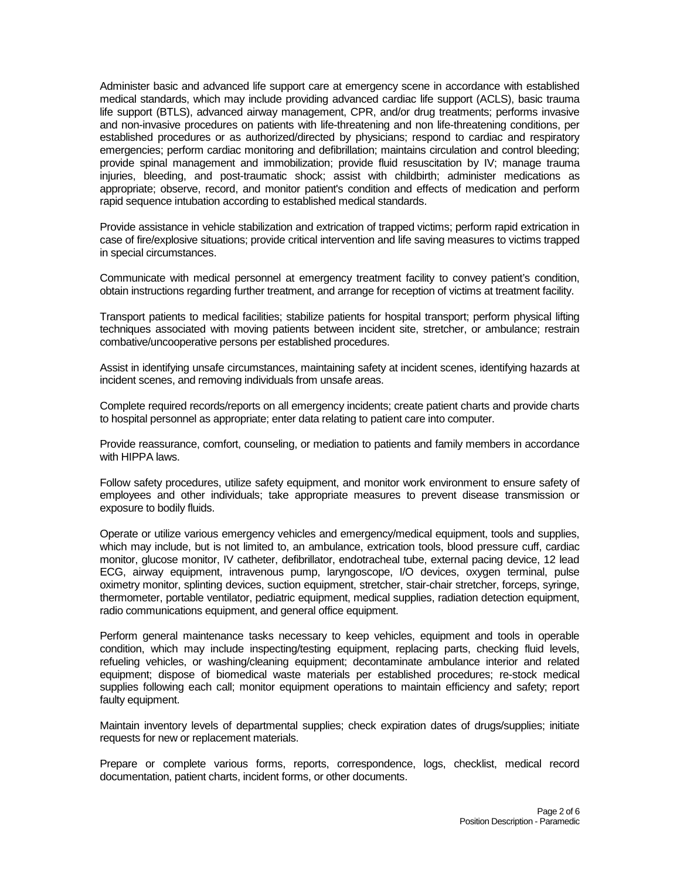Administer basic and advanced life support care at emergency scene in accordance with established medical standards, which may include providing advanced cardiac life support (ACLS), basic trauma life support (BTLS), advanced airway management, CPR, and/or drug treatments; performs invasive and non-invasive procedures on patients with life-threatening and non life-threatening conditions, per established procedures or as authorized/directed by physicians; respond to cardiac and respiratory emergencies; perform cardiac monitoring and defibrillation; maintains circulation and control bleeding; provide spinal management and immobilization; provide fluid resuscitation by IV; manage trauma injuries, bleeding, and post-traumatic shock; assist with childbirth; administer medications as appropriate; observe, record, and monitor patient's condition and effects of medication and perform rapid sequence intubation according to established medical standards.

Provide assistance in vehicle stabilization and extrication of trapped victims; perform rapid extrication in case of fire/explosive situations; provide critical intervention and life saving measures to victims trapped in special circumstances.

Communicate with medical personnel at emergency treatment facility to convey patient's condition, obtain instructions regarding further treatment, and arrange for reception of victims at treatment facility.

Transport patients to medical facilities; stabilize patients for hospital transport; perform physical lifting techniques associated with moving patients between incident site, stretcher, or ambulance; restrain combative/uncooperative persons per established procedures.

Assist in identifying unsafe circumstances, maintaining safety at incident scenes, identifying hazards at incident scenes, and removing individuals from unsafe areas.

Complete required records/reports on all emergency incidents; create patient charts and provide charts to hospital personnel as appropriate; enter data relating to patient care into computer.

Provide reassurance, comfort, counseling, or mediation to patients and family members in accordance with HIPPA laws.

Follow safety procedures, utilize safety equipment, and monitor work environment to ensure safety of employees and other individuals; take appropriate measures to prevent disease transmission or exposure to bodily fluids.

Operate or utilize various emergency vehicles and emergency/medical equipment, tools and supplies, which may include, but is not limited to, an ambulance, extrication tools, blood pressure cuff, cardiac monitor, glucose monitor, IV catheter, defibrillator, endotracheal tube, external pacing device, 12 lead ECG, airway equipment, intravenous pump, laryngoscope, I/O devices, oxygen terminal, pulse oximetry monitor, splinting devices, suction equipment, stretcher, stair-chair stretcher, forceps, syringe, thermometer, portable ventilator, pediatric equipment, medical supplies, radiation detection equipment, radio communications equipment, and general office equipment.

Perform general maintenance tasks necessary to keep vehicles, equipment and tools in operable condition, which may include inspecting/testing equipment, replacing parts, checking fluid levels, refueling vehicles, or washing/cleaning equipment; decontaminate ambulance interior and related equipment; dispose of biomedical waste materials per established procedures; re-stock medical supplies following each call; monitor equipment operations to maintain efficiency and safety; report faulty equipment.

Maintain inventory levels of departmental supplies; check expiration dates of drugs/supplies; initiate requests for new or replacement materials.

Prepare or complete various forms, reports, correspondence, logs, checklist, medical record documentation, patient charts, incident forms, or other documents.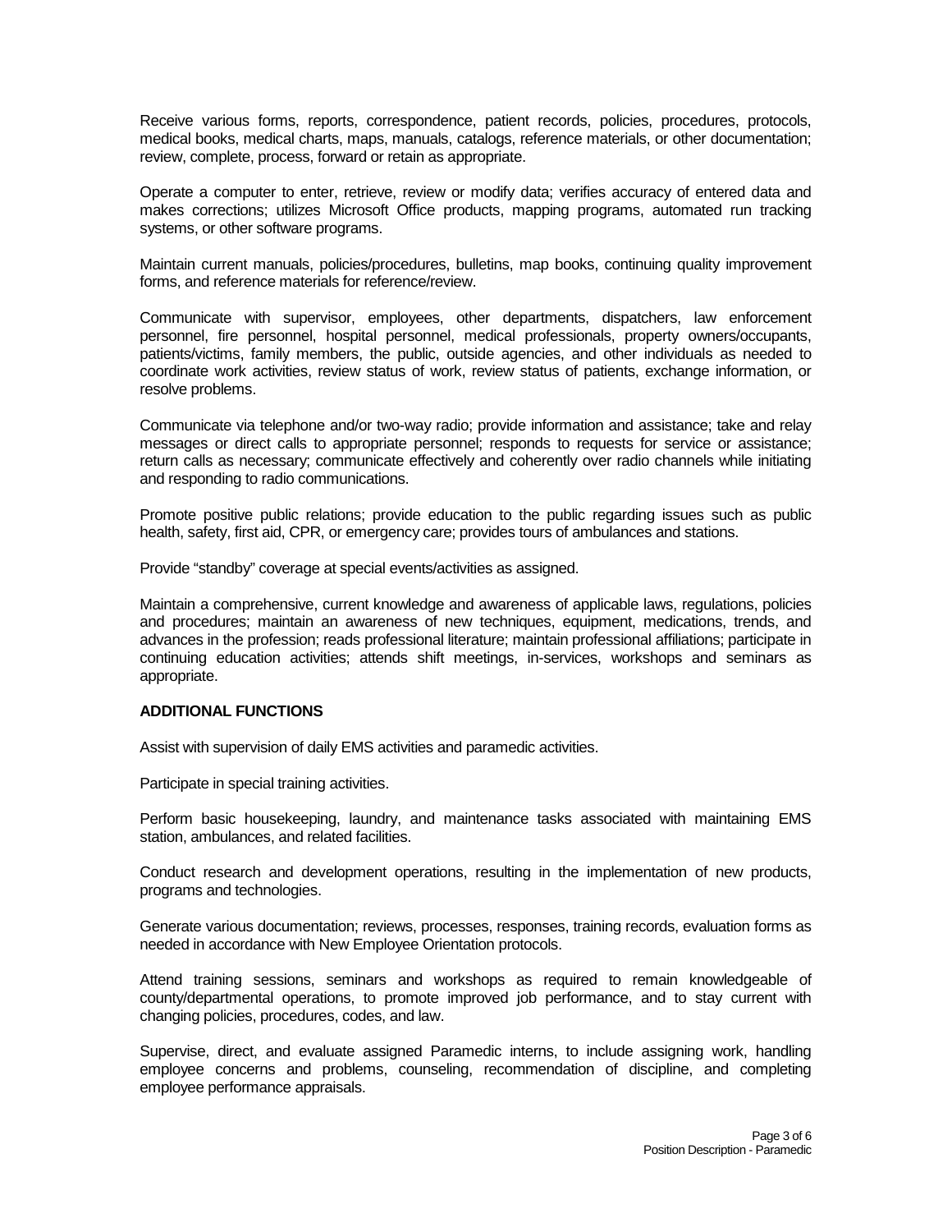Receive various forms, reports, correspondence, patient records, policies, procedures, protocols, medical books, medical charts, maps, manuals, catalogs, reference materials, or other documentation; review, complete, process, forward or retain as appropriate.

Operate a computer to enter, retrieve, review or modify data; verifies accuracy of entered data and makes corrections; utilizes Microsoft Office products, mapping programs, automated run tracking systems, or other software programs.

Maintain current manuals, policies/procedures, bulletins, map books, continuing quality improvement forms, and reference materials for reference/review.

Communicate with supervisor, employees, other departments, dispatchers, law enforcement personnel, fire personnel, hospital personnel, medical professionals, property owners/occupants, patients/victims, family members, the public, outside agencies, and other individuals as needed to coordinate work activities, review status of work, review status of patients, exchange information, or resolve problems.

Communicate via telephone and/or two-way radio; provide information and assistance; take and relay messages or direct calls to appropriate personnel; responds to requests for service or assistance; return calls as necessary; communicate effectively and coherently over radio channels while initiating and responding to radio communications.

Promote positive public relations; provide education to the public regarding issues such as public health, safety, first aid, CPR, or emergency care; provides tours of ambulances and stations.

Provide "standby" coverage at special events/activities as assigned.

Maintain a comprehensive, current knowledge and awareness of applicable laws, regulations, policies and procedures; maintain an awareness of new techniques, equipment, medications, trends, and advances in the profession; reads professional literature; maintain professional affiliations; participate in continuing education activities; attends shift meetings, in-services, workshops and seminars as appropriate.

**ADDITIONAL FUNCTIONS**

Assist with supervision of daily EMS activities and paramedic activities.

Participate in special training activities.

Perform basic housekeeping, laundry, and maintenance tasks associated with maintaining EMS station, ambulances, and related facilities.

Conduct research and development operations, resulting in the implementation of new products, programs and technologies.

Generate various documentation; reviews, processes, responses, training records, evaluation forms as needed in accordance with New Employee Orientation protocols.

Attend training sessions, seminars and workshops as required to remain knowledgeable of county/departmental operations, to promote improved job performance, and to stay current with changing policies, procedures, codes, and law.

Supervise, direct, and evaluate assigned Paramedic interns, to include assigning work, handling employee concerns and problems, counseling, recommendation of discipline, and completing employee performance appraisals.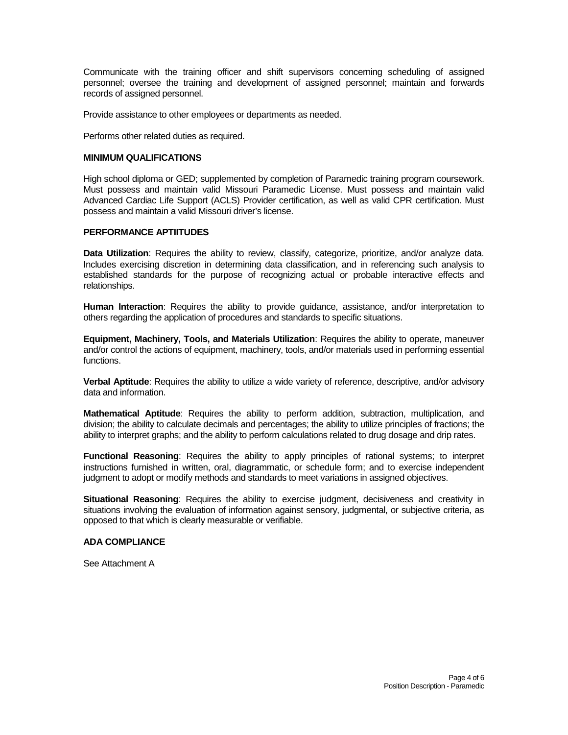Communicate with the training officer and shift supervisors concerning scheduling of assigned personnel; oversee the training and development of assigned personnel; maintain and forwards records of assigned personnel.

Provide assistance to other employees or departments as needed.

Performs other related duties as required.

## MINIMUM QUALIFICATIONS

High school diploma or GED; supplemented by completion of Paramedic training program coursework. Must possess and maintain valid Missouri Paramedic License. Must possess and maintain valid Advanced Cardiac Life Support (ACLS) Provider certification, as well as valid CPR certification. Must possess and maintain a valid Missouri driver's license.

## PERFORMANCE APTIITUDES

**Data Utilization**: Requires the ability to review, classify, categorize, prioritize, and/or analyze data. Includes exercising discretion in determining data classification, and in referencing such analysis to established standards for the purpose of recognizing actual or probable interactive effects and relationships.

**Human Interaction**: Requires the ability to provide guidance, assistance, and/or interpretation to others regarding the application of procedures and standards to specific situations.

**Equipment, Machinery, Tools, and Materials Utilization**: Requires the ability to operate, maneuver and/or control the actions of equipment, machinery, tools, and/or materials used in performing essential functions.

**Verbal Aptitude**: Requires the ability to utilize a wide variety of reference, descriptive, and/or advisory data and information.

**Mathematical Aptitude**: Requires the ability to perform addition, subtraction, multiplication, and division; the ability to calculate decimals and percentages; the ability to utilize principles of fractions; the ability to interpret graphs; and the ability to perform calculations related to drug dosage and drip rates.

**Functional Reasoning**: Requires the ability to apply principles of rational systems; to interpret instructions furnished in written, oral, diagrammatic, or schedule form; and to exercise independent judgment to adopt or modify methods and standards to meet variations in assigned objectives.

**Situational Reasoning**: Requires the ability to exercise judgment, decisiveness and creativity in situations involving the evaluation of information against sensory, judgmental, or subjective criteria, as opposed to that which is clearly measurable or verifiable.

## ADA COMPLIANCE

See Attachment A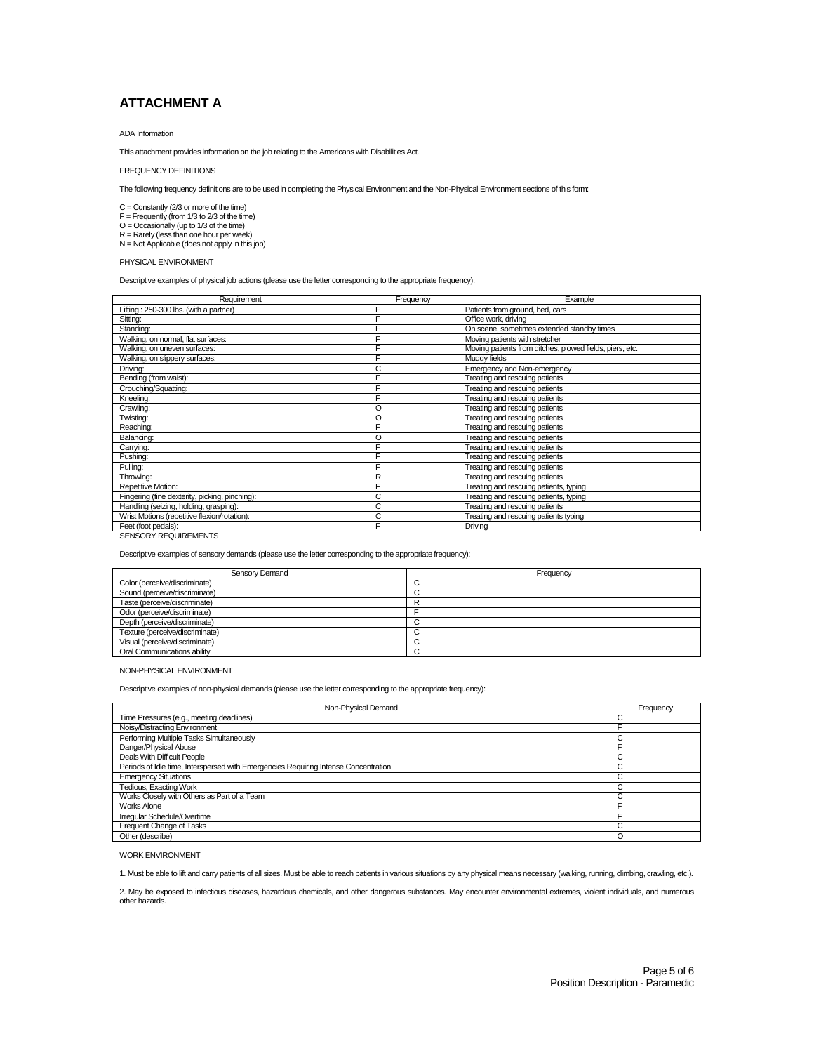# ATTACHMENT A

ADA Information

This attachment provides information on the job relating to the Americans with Disabilities Act.

FREQUENCY DEFINITIONS

The following frequency definitions are to be used in completing the Physical Environment and the Non-Physical Environment sections of this form:

C = Constantly (2/3 or more of the time)
F = Frequently (from 1/3 to 2/3 of the time)
O = Occasionally (up to 1/3 of the time)
R = Rarely (less than one hour per week)
N = Not Applicable (does not apply in this job)

PHYSICAL ENVIRONMENT

Descriptive examples of physical job actions (please use the letter corresponding to the appropriate frequency):

| Requirement | Frequency | Example |
|---|---|---|
| Lifting : 250-300 lbs. (with a partner) | F | Patients from ground, bed, cars |
| Sitting: | F | Office work, driving |
| Standing: | F | On scene, sometimes extended standby times |
| Walking, on normal, flat surfaces: | F | Moving patients with stretcher |
| Walking, on uneven surfaces: | F | Moving patients from ditches, plowed fields, piers, etc. |
| Walking, on slippery surfaces: | F | Muddy fields |
| Driving: | C | Emergency and Non-emergency |
| Bending (from waist): | F | Treating and rescuing patients |
| Crouching/Squatting: | F | Treating and rescuing patients |
| Kneeling: | F | Treating and rescuing patients |
| Crawling: | O | Treating and rescuing patients |
| Twisting: | O | Treating and rescuing patients |
| Reaching: | F | Treating and rescuing patients |
| Balancing: | O | Treating and rescuing patients |
| Carrying: | F | Treating and rescuing patients |
| Pushing: | F | Treating and rescuing patients |
| Pulling: | F | Treating and rescuing patients |
| Throwing: | R | Treating and rescuing patients |
| Repetitive Motion: | F | Treating and rescuing patients, typing |
| Fingering (fine dexterity, picking, pinching): | C | Treating and rescuing patients, typing |
| Handling (seizing, holding, grasping): | C | Treating and rescuing patients |
| Wrist Motions (repetitive flexion/rotation): | C | Treating and rescuing patients typing |
| Feet (foot pedals): | F | Driving |

SENSORY REQUIREMENTS

Descriptive examples of sensory demands (please use the letter corresponding to the appropriate frequency):

| Sensory Demand | Frequency |
|---|---|
| Color (perceive/discriminate) | C |
| Sound (perceive/discriminate) | C |
| Taste (perceive/discriminate) | R |
| Odor (perceive/discriminate) | F |
| Depth (perceive/discriminate) | C |
| Texture (perceive/discriminate) | C |
| Visual (perceive/discriminate) | C |
| Oral Communications ability | C |

NON-PHYSICAL ENVIRONMENT

Descriptive examples of non-physical demands (please use the letter corresponding to the appropriate frequency):

| Non-Physical Demand | Frequency |
|---|---|
| Time Pressures (e.g., meeting deadlines) | C |
| Noisy/Distracting Environment | F |
| Performing Multiple Tasks Simultaneously | C |
| Danger/Physical Abuse | F |
| Deals With Difficult People | C |
| Periods of Idle time, Interspersed with Emergencies Requiring Intense Concentration | C |
| Emergency Situations | C |
| Tedious, Exacting Work | C |
| Works Closely with Others as Part of a Team | C |
| Works Alone | F |
| Irregular Schedule/Overtime | F |
| Frequent Change of Tasks | C |
| Other (describe) | O |

WORK ENVIRONMENT

1. Must be able to lift and carry patients of all sizes. Must be able to reach patients in various situations by any physical means necessary (walking, running, climbing, crawling, etc.).

2. May be exposed to infectious diseases, hazardous chemicals, and other dangerous substances. May encounter environmental extremes, violent individuals, and numerous other hazards.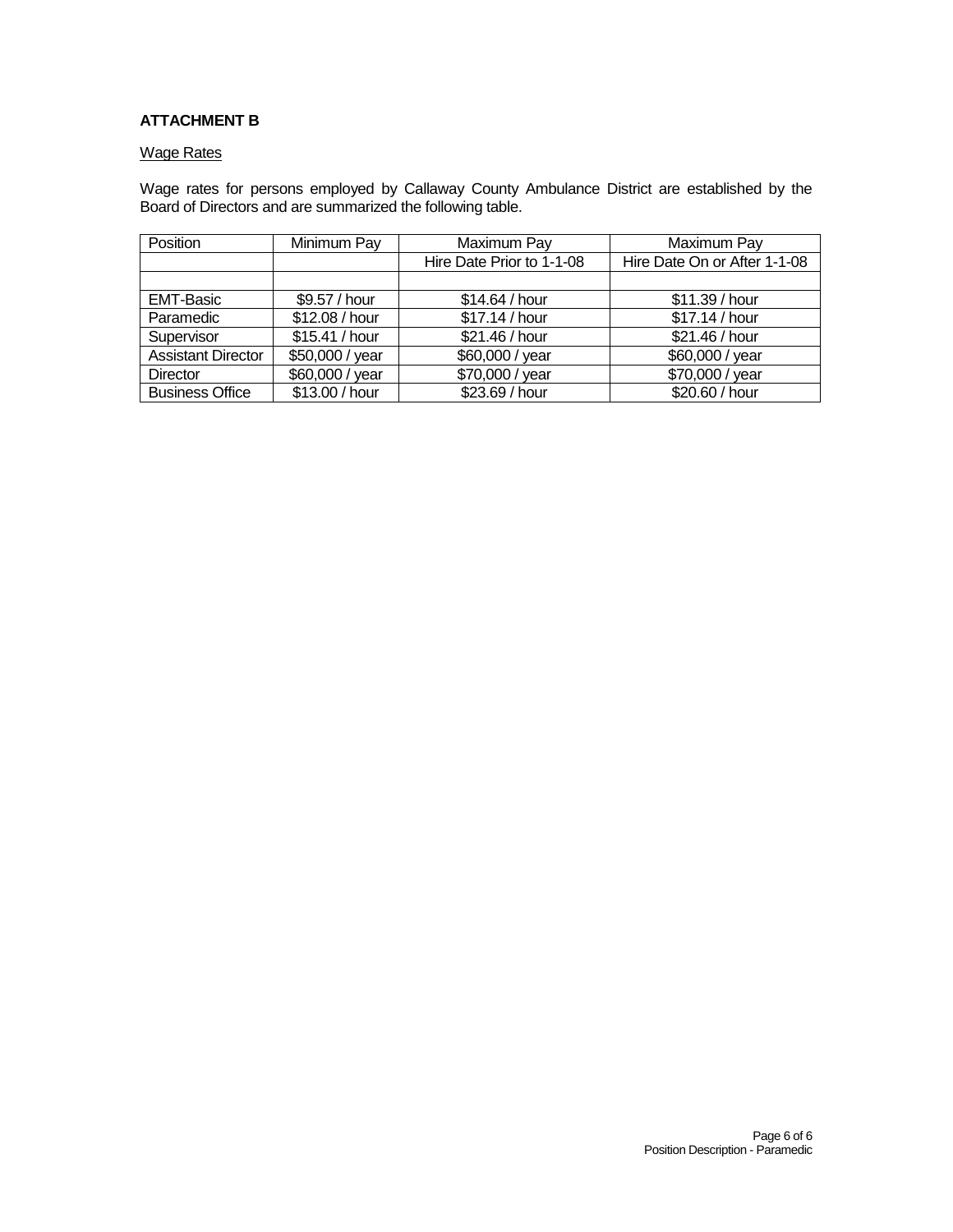**ATTACHMENT B**

Wage Rates

Wage rates for persons employed by Callaway County Ambulance District are established by the Board of Directors and are summarized the following table.

| Position | Minimum Pay | Maximum Pay | Maximum Pay |
|---|---|---|---|
| | | Hire Date Prior to 1-1-08 | Hire Date On or After 1-1-08 |
| | | | |
| EMT-Basic | $9.57 / hour | $14.64 / hour | $11.39 / hour |
| Paramedic | $12.08 / hour | $17.14 / hour | $17.14 / hour |
| Supervisor | $15.41 / hour | $21.46 / hour | $21.46 / hour |
| Assistant Director | $50,000 / year | $60,000 / year | $60,000 / year |
| Director | $60,000 / year | $70,000 / year | $70,000 / year |
| Business Office | $13.00 / hour | $23.69 / hour | $20.60 / hour |